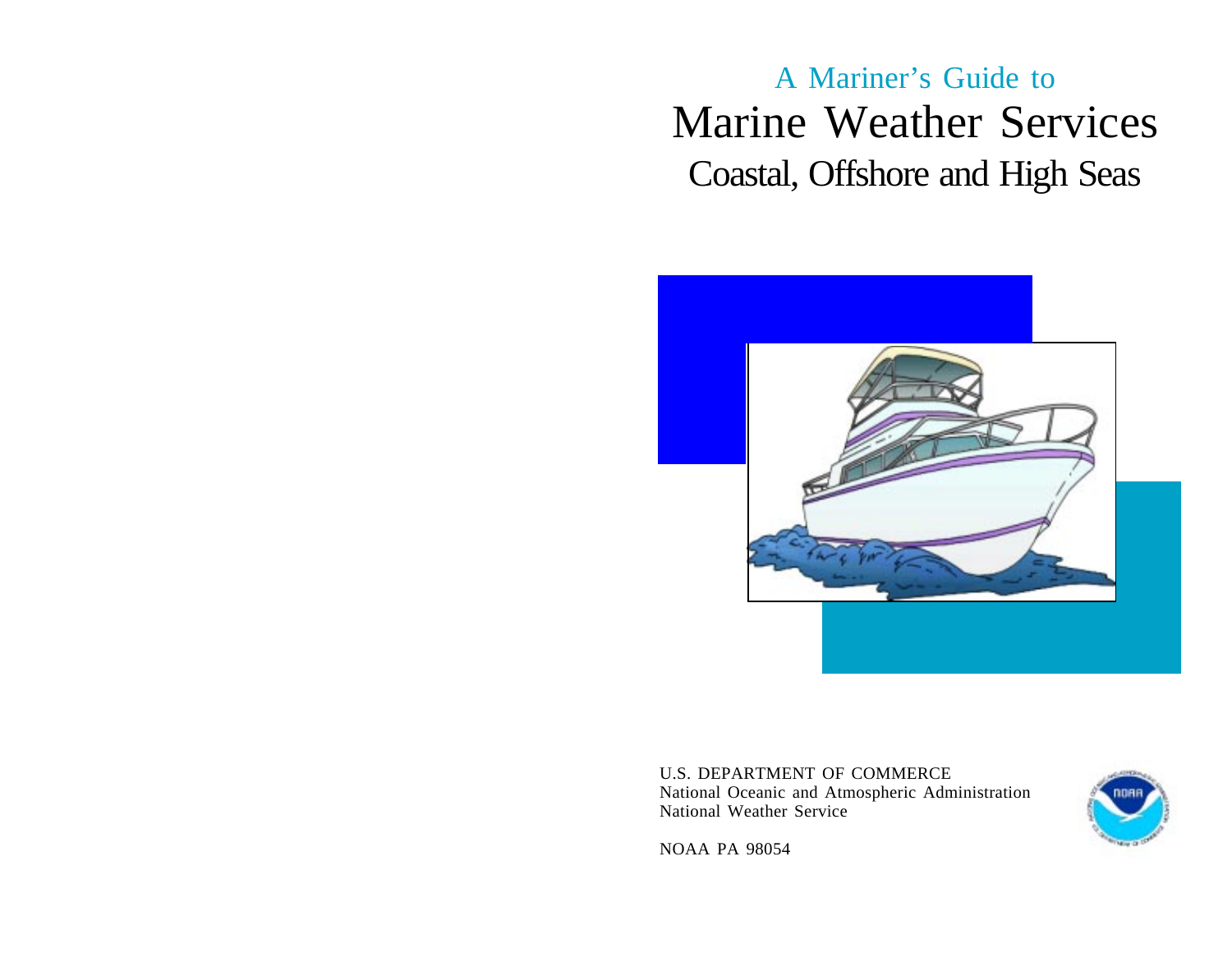A Mariner's Guide to

# Marine Weather Services

## Coastal, Offshore and High Seas

U.S. DEPARTMENT OF COMMERCE
National Oceanic and Atmospheric Administration
National Weather Service

NOAA PA 98054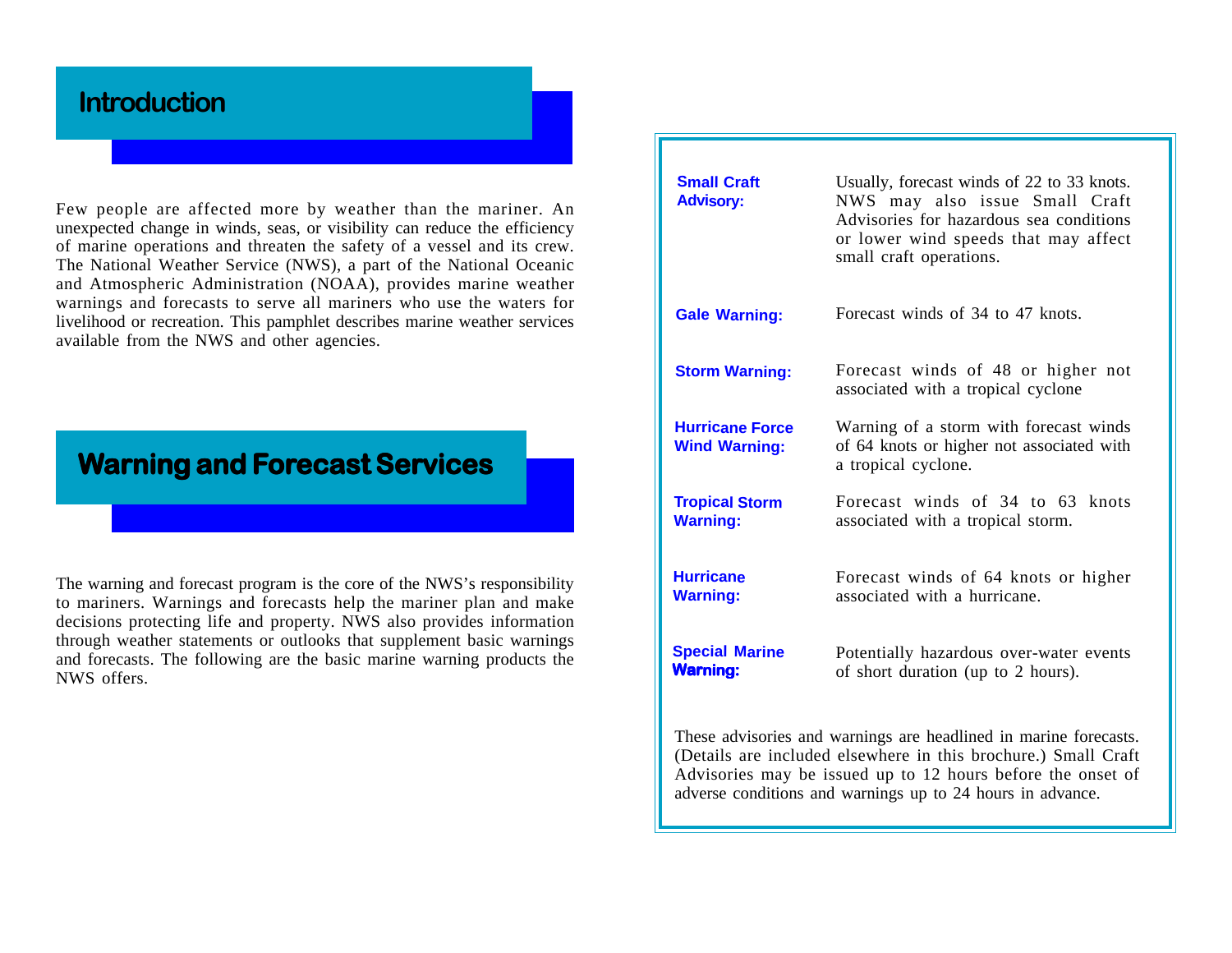## Introduction

Few people are affected more by weather than the mariner. An unexpected change in winds, seas, or visibility can reduce the efficiency of marine operations and threaten the safety of a vessel and its crew. The National Weather Service (NWS), a part of the National Oceanic and Atmospheric Administration (NOAA), provides marine weather warnings and forecasts to serve all mariners who use the waters for livelihood or recreation. This pamphlet describes marine weather services available from the NWS and other agencies.

## Warning and Forecast Services

The warning and forecast program is the core of the NWS's responsibility to mariners. Warnings and forecasts help the mariner plan and make decisions protecting life and property. NWS also provides information through weather statements or outlooks that supplement basic warnings and forecasts. The following are the basic marine warning products the NWS offers.

| | |
|---|---|
| **Small Craft Advisory:** | Usually, forecast winds of 22 to 33 knots. NWS may also issue Small Craft Advisories for hazardous sea conditions or lower wind speeds that may affect small craft operations. |
| **Gale Warning:** | Forecast winds of 34 to 47 knots. |
| **Storm Warning:** | Forecast winds of 48 or higher not associated with a tropical cyclone |
| **Hurricane Force Wind Warning:** | Warning of a storm with forecast winds of 64 knots or higher not associated with a tropical cyclone. |
| **Tropical Storm Warning:** | Forecast winds of 34 to 63 knots associated with a tropical storm. |
| **Hurricane Warning:** | Forecast winds of 64 knots or higher associated with a hurricane. |
| **Special Marine Warning:** | Potentially hazardous over-water events of short duration (up to 2 hours). |

These advisories and warnings are headlined in marine forecasts. (Details are included elsewhere in this brochure.) Small Craft Advisories may be issued up to 12 hours before the onset of adverse conditions and warnings up to 24 hours in advance.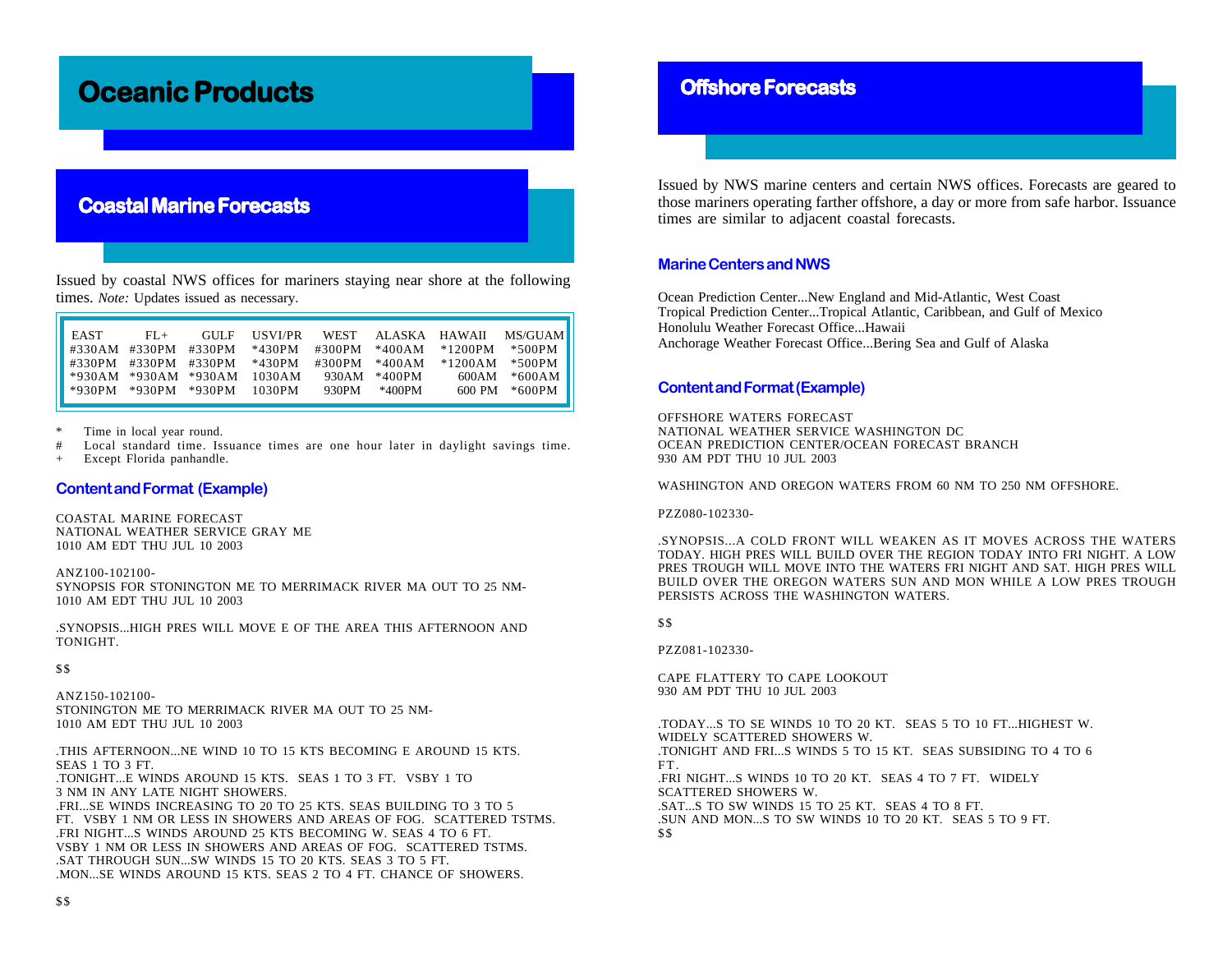# Oceanic Products

## Coastal Marine Forecasts

Issued by coastal NWS offices for mariners staying near shore at the following times. *Note:* Updates issued as necessary.

| EAST | FL+ | GULF | USVI/PR | WEST | ALASKA | HAWAII | MS/GUAM |
|---|---|---|---|---|---|---|---|
| #330AM | #330PM | #330PM | *430PM | #300PM | *400AM | *1200PM | *500PM |
| #330PM | #330PM | #330PM | *430PM | #300PM | *400AM | *1200AM | *500PM |
| *930AM | *930AM | *930AM | 1030AM | 930AM | *400PM | 600AM | *600AM |
| *930PM | *930PM | *930PM | 1030PM | 930PM | *400PM | 600 PM | *600PM |

\* Time in local year round.
\# Local standard time. Issuance times are one hour later in daylight savings time.
\+ Except Florida panhandle.

### Content and Format (Example)

```
COASTAL MARINE FORECAST
NATIONAL WEATHER SERVICE GRAY ME
1010 AM EDT THU JUL 10 2003

ANZ100-102100-
SYNOPSIS FOR STONINGTON ME TO MERRIMACK RIVER MA OUT TO 25 NM-
1010 AM EDT THU JUL 10 2003

.SYNOPSIS...HIGH PRES WILL MOVE E OF THE AREA THIS AFTERNOON AND
TONIGHT.

$$

ANZ150-102100-
STONINGTON ME TO MERRIMACK RIVER MA OUT TO 25 NM-
1010 AM EDT THU JUL 10 2003

.THIS AFTERNOON...NE WIND 10 TO 15 KTS BECOMING E AROUND 15 KTS.
SEAS 1 TO 3 FT.
.TONIGHT...E WINDS AROUND 15 KTS.  SEAS 1 TO 3 FT.  VSBY 1 TO
3 NM IN ANY LATE NIGHT SHOWERS.
.FRI...SE WINDS INCREASING TO 20 TO 25 KTS. SEAS BUILDING TO 3 TO 5
FT.  VSBY 1 NM OR LESS IN SHOWERS AND AREAS OF FOG.  SCATTERED TSTMS.
.FRI NIGHT...S WINDS AROUND 25 KTS BECOMING W. SEAS 4 TO 6 FT.
VSBY 1 NM OR LESS IN SHOWERS AND AREAS OF FOG.  SCATTERED TSTMS.
.SAT THROUGH SUN...SW WINDS 15 TO 20 KTS. SEAS 3 TO 5 FT.
.MON...SE WINDS AROUND 15 KTS. SEAS 2 TO 4 FT. CHANCE OF SHOWERS.

$$
```

## Offshore Forecasts

Issued by NWS marine centers and certain NWS offices. Forecasts are geared to those mariners operating farther offshore, a day or more from safe harbor. Issuance times are similar to adjacent coastal forecasts.

### Marine Centers and NWS

Ocean Prediction Center...New England and Mid-Atlantic, West Coast
Tropical Prediction Center...Tropical Atlantic, Caribbean, and Gulf of Mexico
Honolulu Weather Forecast Office...Hawaii
Anchorage Weather Forecast Office...Bering Sea and Gulf of Alaska

### Content and Format (Example)

```
OFFSHORE WATERS FORECAST
NATIONAL WEATHER SERVICE WASHINGTON DC
OCEAN PREDICTION CENTER/OCEAN FORECAST BRANCH
930 AM PDT THU 10 JUL 2003

WASHINGTON AND OREGON WATERS FROM 60 NM TO 250 NM OFFSHORE.

PZZ080-102330-

.SYNOPSIS...A COLD FRONT WILL WEAKEN AS IT MOVES ACROSS THE WATERS
TODAY. HIGH PRES WILL BUILD OVER THE REGION TODAY INTO FRI NIGHT. A LOW
PRES TROUGH WILL MOVE INTO THE WATERS FRI NIGHT AND SAT. HIGH PRES WILL
BUILD OVER THE OREGON WATERS SUN AND MON WHILE A LOW PRES TROUGH
PERSISTS ACROSS THE WASHINGTON WATERS.

$$

PZZ081-102330-

CAPE FLATTERY TO CAPE LOOKOUT
930 AM PDT THU 10 JUL 2003

.TODAY...S TO SE WINDS 10 TO 20 KT.  SEAS 5 TO 10 FT...HIGHEST W.
WIDELY SCATTERED SHOWERS W.
.TONIGHT AND FRI...S WINDS 5 TO 15 KT.  SEAS SUBSIDING TO 4 TO 6
FT.
.FRI NIGHT...S WINDS 10 TO 20 KT.  SEAS 4 TO 7 FT.  WIDELY
SCATTERED SHOWERS W.
.SAT...S TO SW WINDS 15 TO 25 KT.  SEAS 4 TO 8 FT.
.SUN AND MON...S TO SW WINDS 10 TO 20 KT.  SEAS 5 TO 9 FT.
$$
```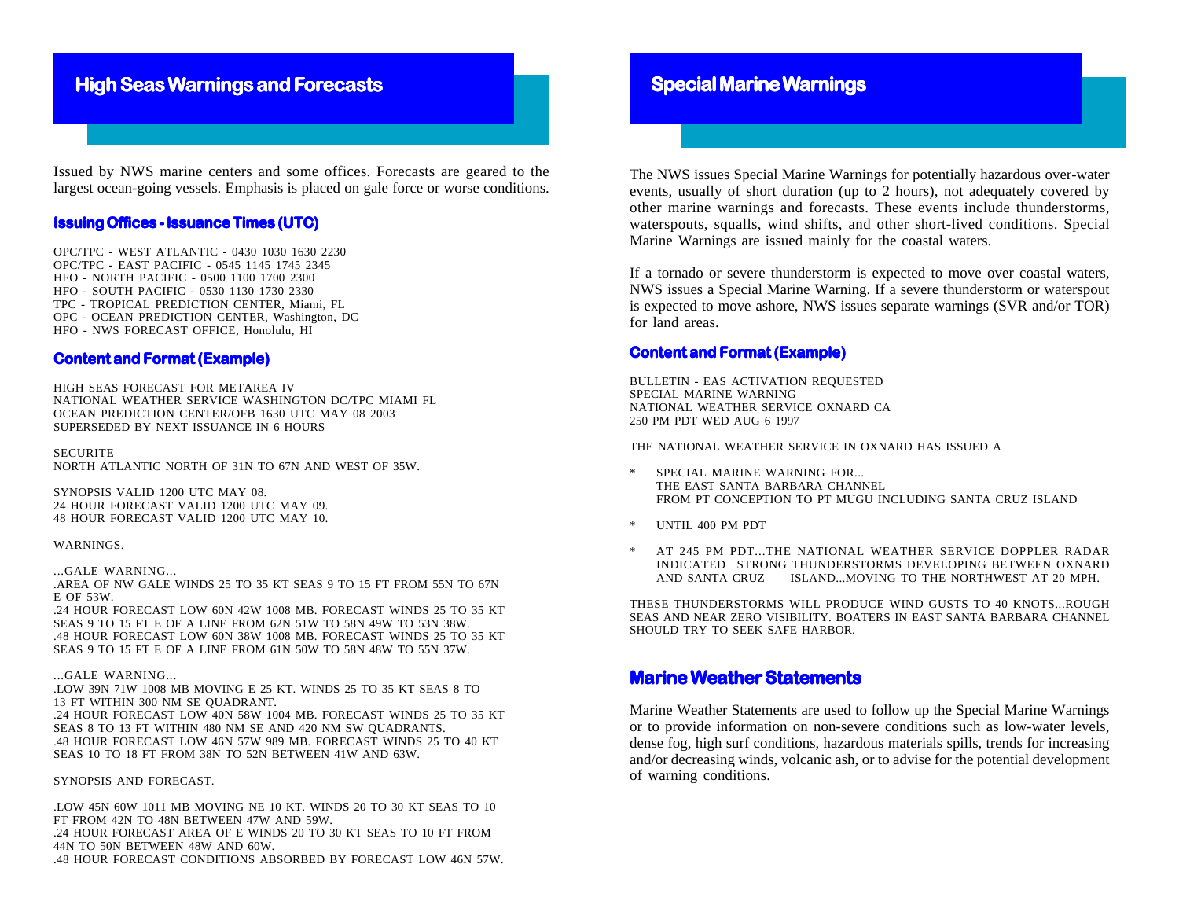## High Seas Warnings and Forecasts

Issued by NWS marine centers and some offices. Forecasts are geared to the largest ocean-going vessels. Emphasis is placed on gale force or worse conditions.

### Issuing Offices - Issuance Times (UTC)

OPC/TPC - WEST ATLANTIC - 0430 1030 1630 2230
OPC/TPC - EAST PACIFIC - 0545 1145 1745 2345
HFO - NORTH PACIFIC - 0500 1100 1700 2300
HFO - SOUTH PACIFIC - 0530 1130 1730 2330
TPC - TROPICAL PREDICTION CENTER, Miami, FL
OPC - OCEAN PREDICTION CENTER, Washington, DC
HFO - NWS FORECAST OFFICE, Honolulu, HI

### Content and Format (Example)

HIGH SEAS FORECAST FOR METAREA IV
NATIONAL WEATHER SERVICE WASHINGTON DC/TPC MIAMI FL
OCEAN PREDICTION CENTER/OFB 1630 UTC MAY 08 2003
SUPERSEDED BY NEXT ISSUANCE IN 6 HOURS

SECURITE
NORTH ATLANTIC NORTH OF 31N TO 67N AND WEST OF 35W.

SYNOPSIS VALID 1200 UTC MAY 08.
24 HOUR FORECAST VALID 1200 UTC MAY 09.
48 HOUR FORECAST VALID 1200 UTC MAY 10.

WARNINGS.

...GALE WARNING...
.AREA OF NW GALE WINDS 25 TO 35 KT SEAS 9 TO 15 FT FROM 55N TO 67N E OF 53W.
.24 HOUR FORECAST LOW 60N 42W 1008 MB. FORECAST WINDS 25 TO 35 KT SEAS 9 TO 15 FT E OF A LINE FROM 62N 51W TO 58N 49W TO 53N 38W.
.48 HOUR FORECAST LOW 60N 38W 1008 MB. FORECAST WINDS 25 TO 35 KT SEAS 9 TO 15 FT E OF A LINE FROM 61N 50W TO 58N 48W TO 55N 37W.

...GALE WARNING...
.LOW 39N 71W 1008 MB MOVING E 25 KT. WINDS 25 TO 35 KT SEAS 8 TO 13 FT WITHIN 300 NM SE QUADRANT.
.24 HOUR FORECAST LOW 40N 58W 1004 MB. FORECAST WINDS 25 TO 35 KT SEAS 8 TO 13 FT WITHIN 480 NM SE AND 420 NM SW QUADRANTS.
.48 HOUR FORECAST LOW 46N 57W 989 MB. FORECAST WINDS 25 TO 40 KT SEAS 10 TO 18 FT FROM 38N TO 52N BETWEEN 41W AND 63W.

SYNOPSIS AND FORECAST.

.LOW 45N 60W 1011 MB MOVING NE 10 KT. WINDS 20 TO 30 KT SEAS TO 10 FT FROM 42N TO 48N BETWEEN 47W AND 59W.
.24 HOUR FORECAST AREA OF E WINDS 20 TO 30 KT SEAS TO 10 FT FROM 44N TO 50N BETWEEN 48W AND 60W.
.48 HOUR FORECAST CONDITIONS ABSORBED BY FORECAST LOW 46N 57W.

## Special Marine Warnings

The NWS issues Special Marine Warnings for potentially hazardous over-water events, usually of short duration (up to 2 hours), not adequately covered by other marine warnings and forecasts. These events include thunderstorms, waterspouts, squalls, wind shifts, and other short-lived conditions. Special Marine Warnings are issued mainly for the coastal waters.

If a tornado or severe thunderstorm is expected to move over coastal waters, NWS issues a Special Marine Warning. If a severe thunderstorm or waterspout is expected to move ashore, NWS issues separate warnings (SVR and/or TOR) for land areas.

### Content and Format (Example)

BULLETIN - EAS ACTIVATION REQUESTED
SPECIAL MARINE WARNING
NATIONAL WEATHER SERVICE OXNARD CA
250 PM PDT WED AUG 6 1997

THE NATIONAL WEATHER SERVICE IN OXNARD HAS ISSUED A

* SPECIAL MARINE WARNING FOR...
  THE EAST SANTA BARBARA CHANNEL
  FROM PT CONCEPTION TO PT MUGU INCLUDING SANTA CRUZ ISLAND

* UNTIL 400 PM PDT

* AT 245 PM PDT...THE NATIONAL WEATHER SERVICE DOPPLER RADAR INDICATED STRONG THUNDERSTORMS DEVELOPING BETWEEN OXNARD AND SANTA CRUZ ISLAND...MOVING TO THE NORTHWEST AT 20 MPH.

THESE THUNDERSTORMS WILL PRODUCE WIND GUSTS TO 40 KNOTS...ROUGH SEAS AND NEAR ZERO VISIBILITY. BOATERS IN EAST SANTA BARBARA CHANNEL SHOULD TRY TO SEEK SAFE HARBOR.

## Marine Weather Statements

Marine Weather Statements are used to follow up the Special Marine Warnings or to provide information on non-severe conditions such as low-water levels, dense fog, high surf conditions, hazardous materials spills, trends for increasing and/or decreasing winds, volcanic ash, or to advise for the potential development of warning conditions.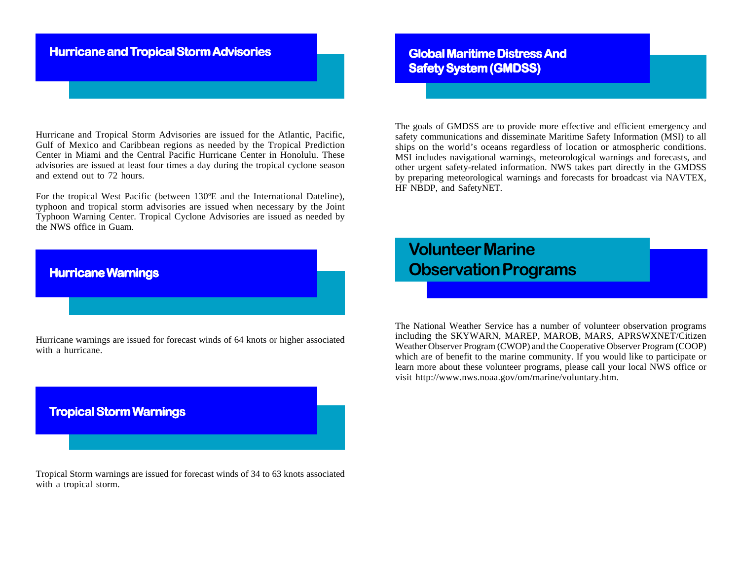## Hurricane and Tropical Storm Advisories

Hurricane and Tropical Storm Advisories are issued for the Atlantic, Pacific, Gulf of Mexico and Caribbean regions as needed by the Tropical Prediction Center in Miami and the Central Pacific Hurricane Center in Honolulu. These advisories are issued at least four times a day during the tropical cyclone season and extend out to 72 hours.

For the tropical West Pacific (between 130ºE and the International Dateline), typhoon and tropical storm advisories are issued when necessary by the Joint Typhoon Warning Center. Tropical Cyclone Advisories are issued as needed by the NWS office in Guam.

## Hurricane Warnings

Hurricane warnings are issued for forecast winds of 64 knots or higher associated with a hurricane.

## Tropical Storm Warnings

Tropical Storm warnings are issued for forecast winds of 34 to 63 knots associated with a tropical storm.

## Global Maritime Distress And Safety System (GMDSS)

The goals of GMDSS are to provide more effective and efficient emergency and safety communications and disseminate Maritime Safety Information (MSI) to all ships on the world's oceans regardless of location or atmospheric conditions. MSI includes navigational warnings, meteorological warnings and forecasts, and other urgent safety-related information. NWS takes part directly in the GMDSS by preparing meteorological warnings and forecasts for broadcast via NAVTEX, HF NBDP, and SafetyNET.

## Volunteer Marine Observation Programs

The National Weather Service has a number of volunteer observation programs including the SKYWARN, MAREP, MAROB, MARS, APRSWXNET/Citizen Weather Observer Program (CWOP) and the Cooperative Observer Program (COOP) which are of benefit to the marine community. If you would like to participate or learn more about these volunteer programs, please call your local NWS office or visit http://www.nws.noaa.gov/om/marine/voluntary.htm.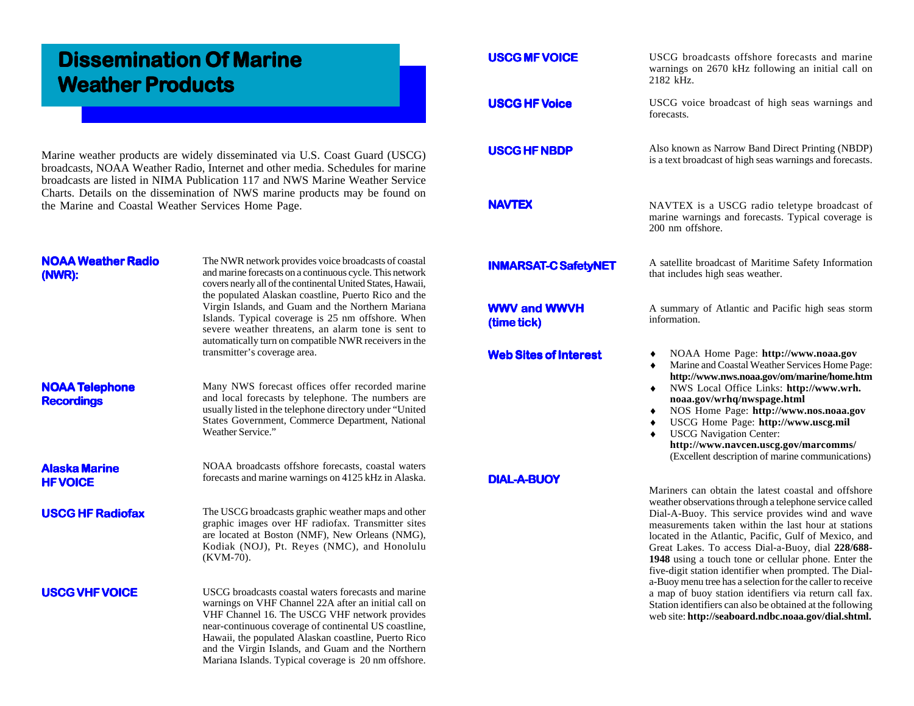# Dissemination Of Marine Weather Products

Marine weather products are widely disseminated via U.S. Coast Guard (USCG) broadcasts, NOAA Weather Radio, Internet and other media. Schedules for marine broadcasts are listed in NIMA Publication 117 and NWS Marine Weather Service Charts. Details on the dissemination of NWS marine products may be found on the Marine and Coastal Weather Services Home Page.

### NOAA Weather Radio (NWR):

The NWR network provides voice broadcasts of coastal and marine forecasts on a continuous cycle. This network covers nearly all of the continental United States, Hawaii, the populated Alaskan coastline, Puerto Rico and the Virgin Islands, and Guam and the Northern Mariana Islands. Typical coverage is 25 nm offshore. When severe weather threatens, an alarm tone is sent to automatically turn on compatible NWR receivers in the transmitter's coverage area.

### NOAA Telephone Recordings

Many NWS forecast offices offer recorded marine and local forecasts by telephone. The numbers are usually listed in the telephone directory under "United States Government, Commerce Department, National Weather Service."

### Alaska Marine HF VOICE

NOAA broadcasts offshore forecasts, coastal waters forecasts and marine warnings on 4125 kHz in Alaska.

### USCG HF Radiofax

The USCG broadcasts graphic weather maps and other graphic images over HF radiofax. Transmitter sites are located at Boston (NMF), New Orleans (NMG), Kodiak (NOJ), Pt. Reyes (NMC), and Honolulu (KVM-70).

### USCG VHF VOICE

USCG broadcasts coastal waters forecasts and marine warnings on VHF Channel 22A after an initial call on VHF Channel 16. The USCG VHF network provides near-continuous coverage of continental US coastline, Hawaii, the populated Alaskan coastline, Puerto Rico and the Virgin Islands, and Guam and the Northern Mariana Islands. Typical coverage is 20 nm offshore.

### USCG MF VOICE

USCG broadcasts offshore forecasts and marine warnings on 2670 kHz following an initial call on 2182 kHz.

### USCG HF Voice

USCG voice broadcast of high seas warnings and forecasts.

### USCG HF NBDP

Also known as Narrow Band Direct Printing (NBDP) is a text broadcast of high seas warnings and forecasts.

### NAVTEX

NAVTEX is a USCG radio teletype broadcast of marine warnings and forecasts. Typical coverage is 200 nm offshore.

### INMARSAT-C SafetyNET

A satellite broadcast of Maritime Safety Information that includes high seas weather.

### WWV and WWVH (time tick)

A summary of Atlantic and Pacific high seas storm information.

### Web Sites of Interest

- NOAA Home Page: **http://www.noaa.gov**
- Marine and Coastal Weather Services Home Page: **http://www.nws.noaa.gov/om/marine/home.htm**
- NWS Local Office Links: **http://www.wrh.noaa.gov/wrhq/nwspage.html**
- NOS Home Page: **http://www.nos.noaa.gov**
- USCG Home Page: **http://www.uscg.mil**
- USCG Navigation Center: **http://www.navcen.uscg.gov/marcomms/** (Excellent description of marine communications)

### DIAL-A-BUOY

Mariners can obtain the latest coastal and offshore weather observations through a telephone service called Dial-A-Buoy. This service provides wind and wave measurements taken within the last hour at stations located in the Atlantic, Pacific, Gulf of Mexico, and Great Lakes. To access Dial-a-Buoy, dial **228/688-1948** using a touch tone or cellular phone. Enter the five-digit station identifier when prompted. The Dial-a-Buoy menu tree has a selection for the caller to receive a map of buoy station identifiers via return call fax. Station identifiers can also be obtained at the following web site: **http://seaboard.ndbc.noaa.gov/dial.shtml.**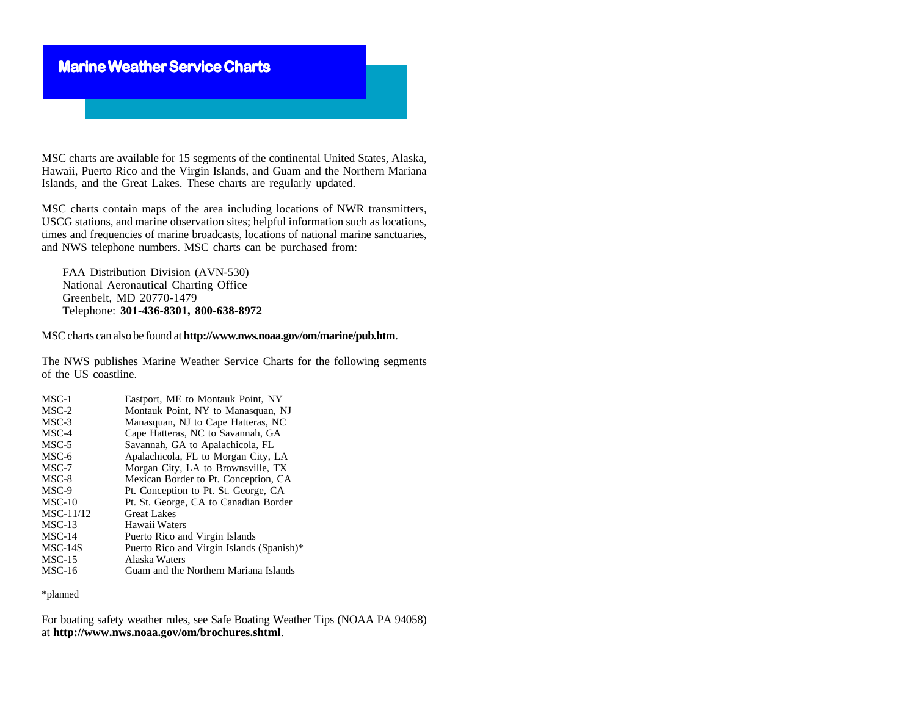# Marine Weather Service Charts

MSC charts are available for 15 segments of the continental United States, Alaska, Hawaii, Puerto Rico and the Virgin Islands, and Guam and the Northern Mariana Islands, and the Great Lakes. These charts are regularly updated.

MSC charts contain maps of the area including locations of NWR transmitters, USCG stations, and marine observation sites; helpful information such as locations, times and frequencies of marine broadcasts, locations of national marine sanctuaries, and NWS telephone numbers. MSC charts can be purchased from:

FAA Distribution Division (AVN-530)
National Aeronautical Charting Office
Greenbelt, MD 20770-1479
Telephone: **301-436-8301, 800-638-8972**

MSC charts can also be found at **http://www.nws.noaa.gov/om/marine/pub.htm**.

The NWS publishes Marine Weather Service Charts for the following segments of the US coastline.

| | |
|---|---|
| MSC-1 | Eastport, ME to Montauk Point, NY |
| MSC-2 | Montauk Point, NY to Manasquan, NJ |
| MSC-3 | Manasquan, NJ to Cape Hatteras, NC |
| MSC-4 | Cape Hatteras, NC to Savannah, GA |
| MSC-5 | Savannah, GA to Apalachicola, FL |
| MSC-6 | Apalachicola, FL to Morgan City, LA |
| MSC-7 | Morgan City, LA to Brownsville, TX |
| MSC-8 | Mexican Border to Pt. Conception, CA |
| MSC-9 | Pt. Conception to Pt. St. George, CA |
| MSC-10 | Pt. St. George, CA to Canadian Border |
| MSC-11/12 | Great Lakes |
| MSC-13 | Hawaii Waters |
| MSC-14 | Puerto Rico and Virgin Islands |
| MSC-14S | Puerto Rico and Virgin Islands (Spanish)* |
| MSC-15 | Alaska Waters |
| MSC-16 | Guam and the Northern Mariana Islands |

*planned

For boating safety weather rules, see Safe Boating Weather Tips (NOAA PA 94058) at **http://www.nws.noaa.gov/om/brochures.shtml**.